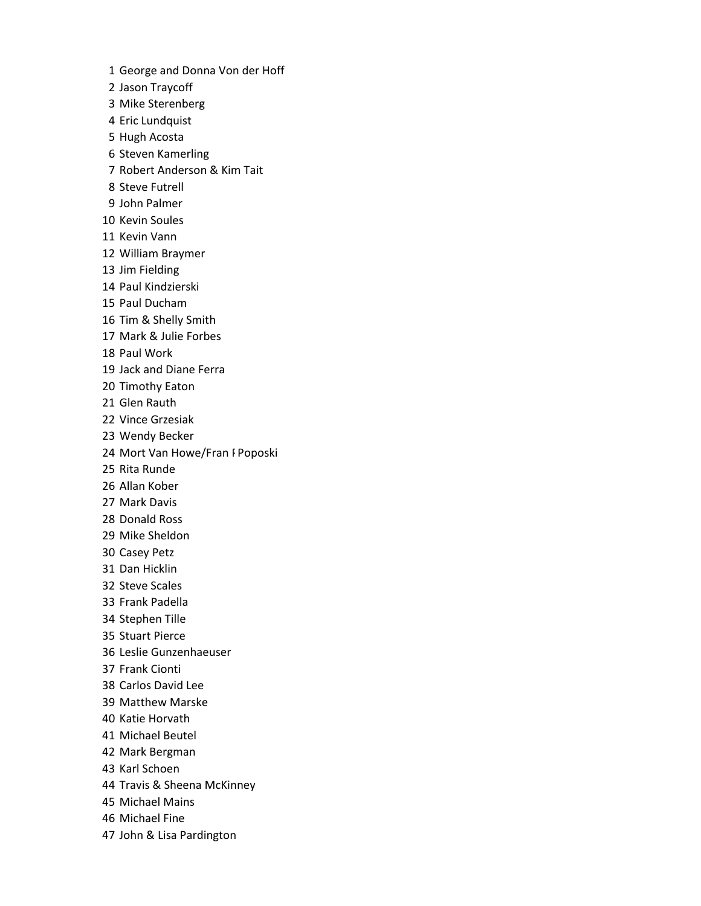1 George and Donna Von der Hoff
2 Jason Traycoff
3 Mike Sterenberg
4 Eric Lundquist
5 Hugh Acosta
6 Steven Kamerling
7 Robert Anderson & Kim Tait
8 Steve Futrell
9 John Palmer
10 Kevin Soules
11 Kevin Vann
12 William Braymer
13 Jim Fielding
14 Paul Kindzierski
15 Paul Ducham
16 Tim & Shelly Smith
17 Mark & Julie Forbes
18 Paul Work
19 Jack and Diane Ferra
20 Timothy Eaton
21 Glen Rauth
22 Vince Grzesiak
23 Wendy Becker
24 Mort Van Howe/Fran F Poposki
25 Rita Runde
26 Allan Kober
27 Mark Davis
28 Donald Ross
29 Mike Sheldon
30 Casey Petz
31 Dan Hicklin
32 Steve Scales
33 Frank Padella
34 Stephen Tille
35 Stuart Pierce
36 Leslie Gunzenhaeuser
37 Frank Cionti
38 Carlos David Lee
39 Matthew Marske
40 Katie Horvath
41 Michael Beutel
42 Mark Bergman
43 Karl Schoen
44 Travis & Sheena McKinney
45 Michael Mains
46 Michael Fine
47 John & Lisa Pardington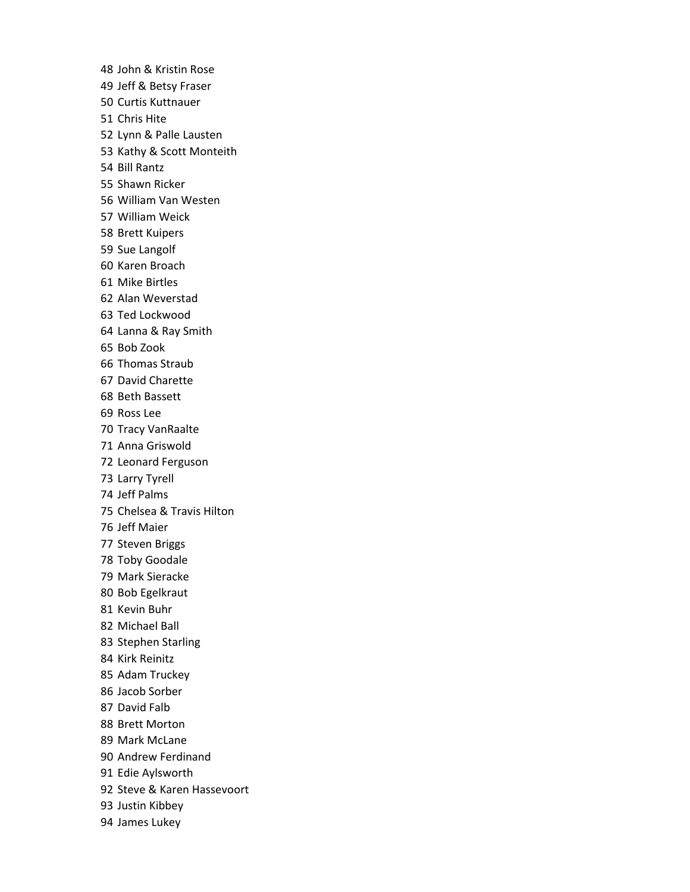48 John & Kristin Rose
49 Jeff & Betsy Fraser
50 Curtis Kuttnauer
51 Chris Hite
52 Lynn & Palle Lausten
53 Kathy & Scott Monteith
54 Bill Rantz
55 Shawn Ricker
56 William Van Westen
57 William Weick
58 Brett Kuipers
59 Sue Langolf
60 Karen Broach
61 Mike Birtles
62 Alan Weverstad
63 Ted Lockwood
64 Lanna & Ray Smith
65 Bob Zook
66 Thomas Straub
67 David Charette
68 Beth Bassett
69 Ross Lee
70 Tracy VanRaalte
71 Anna Griswold
72 Leonard Ferguson
73 Larry Tyrell
74 Jeff Palms
75 Chelsea & Travis Hilton
76 Jeff Maier
77 Steven Briggs
78 Toby Goodale
79 Mark Sieracke
80 Bob Egelkraut
81 Kevin Buhr
82 Michael Ball
83 Stephen Starling
84 Kirk Reinitz
85 Adam Truckey
86 Jacob Sorber
87 David Falb
88 Brett Morton
89 Mark McLane
90 Andrew Ferdinand
91 Edie Aylsworth
92 Steve & Karen Hassevoort
93 Justin Kibbey
94 James Lukey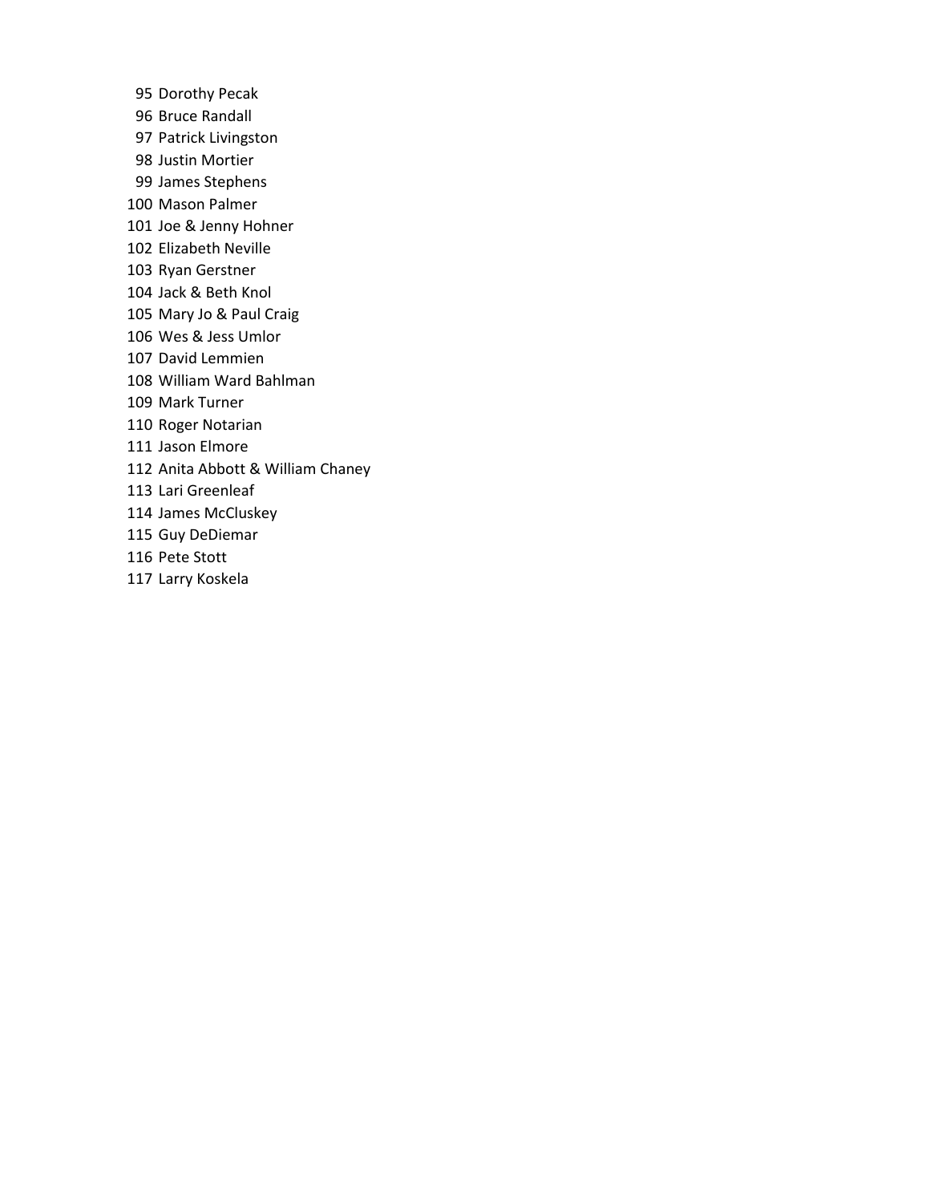95 Dorothy Pecak
96 Bruce Randall
97 Patrick Livingston
98 Justin Mortier
99 James Stephens
100 Mason Palmer
101 Joe & Jenny Hohner
102 Elizabeth Neville
103 Ryan Gerstner
104 Jack & Beth Knol
105 Mary Jo & Paul Craig
106 Wes & Jess Umlor
107 David Lemmien
108 William Ward Bahlman
109 Mark Turner
110 Roger Notarian
111 Jason Elmore
112 Anita Abbott & William Chaney
113 Lari Greenleaf
114 James McCluskey
115 Guy DeDiemar
116 Pete Stott
117 Larry Koskela